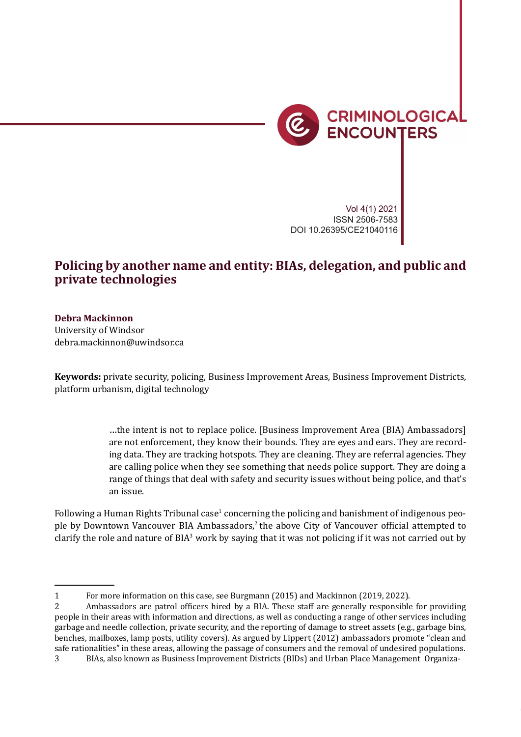Vol 4(1) 2021
ISSN 2506-7583
DOI 10.26395/CE21040116

# Policing by another name and entity: BIAs, delegation, and public and private technologies

**Debra Mackinnon**
University of Windsor
debra.mackinnon@uwindsor.ca

**Keywords:** private security, policing, Business Improvement Areas, Business Improvement Districts, platform urbanism, digital technology

> …the intent is not to replace police. [Business Improvement Area (BIA) Ambassadors] are not enforcement, they know their bounds. They are eyes and ears. They are recording data. They are tracking hotspots. They are cleaning. They are referral agencies. They are calling police when they see something that needs police support. They are doing a range of things that deal with safety and security issues without being police, and that's an issue.

Following a Human Rights Tribunal case[1] concerning the policing and banishment of indigenous people by Downtown Vancouver BIA Ambassadors,[2] the above City of Vancouver official attempted to clarify the role and nature of BIA[3] work by saying that it was not policing if it was not carried out by

---

1 For more information on this case, see Burgmann (2015) and Mackinnon (2019, 2022).

2 Ambassadors are patrol officers hired by a BIA. These staff are generally responsible for providing people in their areas with information and directions, as well as conducting a range of other services including garbage and needle collection, private security, and the reporting of damage to street assets (e.g., garbage bins, benches, mailboxes, lamp posts, utility covers). As argued by Lippert (2012) ambassadors promote "clean and safe rationalities" in these areas, allowing the passage of consumers and the removal of undesired populations.

3 BIAs, also known as Business Improvement Districts (BIDs) and Urban Place Management Organiza-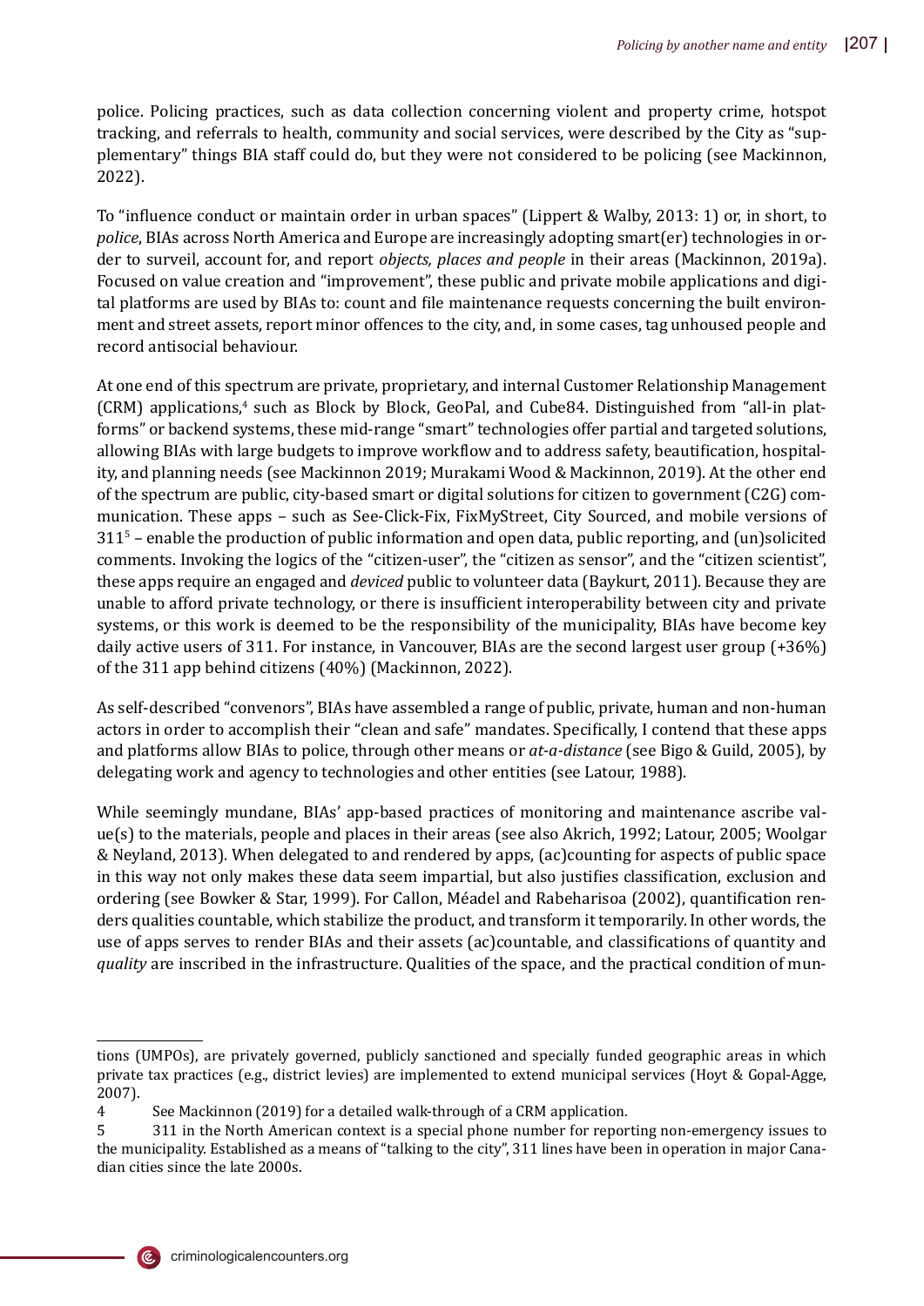police. Policing practices, such as data collection concerning violent and property crime, hotspot tracking, and referrals to health, community and social services, were described by the City as "supplementary" things BIA staff could do, but they were not considered to be policing (see Mackinnon, 2022).

To "influence conduct or maintain order in urban spaces" (Lippert & Walby, 2013: 1) or, in short, to *police*, BIAs across North America and Europe are increasingly adopting smart(er) technologies in order to surveil, account for, and report *objects, places and people* in their areas (Mackinnon, 2019a). Focused on value creation and "improvement", these public and private mobile applications and digital platforms are used by BIAs to: count and file maintenance requests concerning the built environment and street assets, report minor offences to the city, and, in some cases, tag unhoused people and record antisocial behaviour.

At one end of this spectrum are private, proprietary, and internal Customer Relationship Management (CRM) applications,[4] such as Block by Block, GeoPal, and Cube84. Distinguished from "all-in platforms" or backend systems, these mid-range "smart" technologies offer partial and targeted solutions, allowing BIAs with large budgets to improve workflow and to address safety, beautification, hospitality, and planning needs (see Mackinnon 2019; Murakami Wood & Mackinnon, 2019). At the other end of the spectrum are public, city-based smart or digital solutions for citizen to government (C2G) communication. These apps – such as See-Click-Fix, FixMyStreet, City Sourced, and mobile versions of 311[5] – enable the production of public information and open data, public reporting, and (un)solicited comments. Invoking the logics of the "citizen-user", the "citizen as sensor", and the "citizen scientist", these apps require an engaged and *deviced* public to volunteer data (Baykurt, 2011). Because they are unable to afford private technology, or there is insufficient interoperability between city and private systems, or this work is deemed to be the responsibility of the municipality, BIAs have become key daily active users of 311. For instance, in Vancouver, BIAs are the second largest user group (+36%) of the 311 app behind citizens (40%) (Mackinnon, 2022).

As self-described "convenors", BIAs have assembled a range of public, private, human and non-human actors in order to accomplish their "clean and safe" mandates. Specifically, I contend that these apps and platforms allow BIAs to police, through other means or *at-a-distance* (see Bigo & Guild, 2005), by delegating work and agency to technologies and other entities (see Latour, 1988).

While seemingly mundane, BIAs' app-based practices of monitoring and maintenance ascribe value(s) to the materials, people and places in their areas (see also Akrich, 1992; Latour, 2005; Woolgar & Neyland, 2013). When delegated to and rendered by apps, (ac)counting for aspects of public space in this way not only makes these data seem impartial, but also justifies classification, exclusion and ordering (see Bowker & Star, 1999). For Callon, Méadel and Rabeharisoa (2002), quantification renders qualities countable, which stabilize the product, and transform it temporarily. In other words, the use of apps serves to render BIAs and their assets (ac)countable, and classifications of quantity and *quality* are inscribed in the infrastructure. Qualities of the space, and the practical condition of mun-

---

tions (UMPOs), are privately governed, publicly sanctioned and specially funded geographic areas in which private tax practices (e.g., district levies) are implemented to extend municipal services (Hoyt & Gopal-Agge, 2007).

4 See Mackinnon (2019) for a detailed walk-through of a CRM application.

5 311 in the North American context is a special phone number for reporting non-emergency issues to the municipality. Established as a means of "talking to the city", 311 lines have been in operation in major Canadian cities since the late 2000s.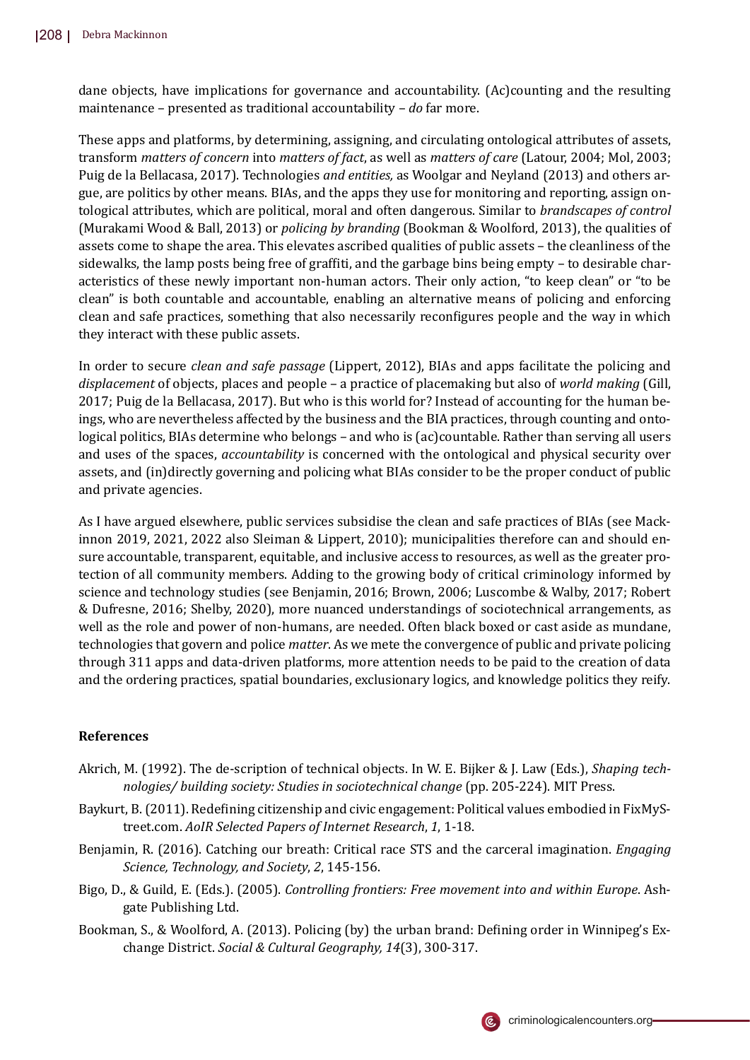dane objects, have implications for governance and accountability. (Ac)counting and the resulting maintenance – presented as traditional accountability – *do* far more.

These apps and platforms, by determining, assigning, and circulating ontological attributes of assets, transform *matters of concern* into *matters of fact*, as well as *matters of care* (Latour, 2004; Mol, 2003; Puig de la Bellacasa, 2017). Technologies *and entities,* as Woolgar and Neyland (2013) and others argue, are politics by other means. BIAs, and the apps they use for monitoring and reporting, assign ontological attributes, which are political, moral and often dangerous. Similar to *brandscapes of control* (Murakami Wood & Ball, 2013) or *policing by branding* (Bookman & Woolford, 2013), the qualities of assets come to shape the area. This elevates ascribed qualities of public assets – the cleanliness of the sidewalks, the lamp posts being free of graffiti, and the garbage bins being empty – to desirable characteristics of these newly important non-human actors. Their only action, "to keep clean" or "to be clean" is both countable and accountable, enabling an alternative means of policing and enforcing clean and safe practices, something that also necessarily reconfigures people and the way in which they interact with these public assets.

In order to secure *clean and safe passage* (Lippert, 2012), BIAs and apps facilitate the policing and *displacement* of objects, places and people – a practice of placemaking but also of *world making* (Gill, 2017; Puig de la Bellacasa, 2017). But who is this world for? Instead of accounting for the human beings, who are nevertheless affected by the business and the BIA practices, through counting and ontological politics, BIAs determine who belongs – and who is (ac)countable. Rather than serving all users and uses of the spaces, *accountability* is concerned with the ontological and physical security over assets, and (in)directly governing and policing what BIAs consider to be the proper conduct of public and private agencies.

As I have argued elsewhere, public services subsidise the clean and safe practices of BIAs (see Mackinnon 2019, 2021, 2022 also Sleiman & Lippert, 2010); municipalities therefore can and should ensure accountable, transparent, equitable, and inclusive access to resources, as well as the greater protection of all community members. Adding to the growing body of critical criminology informed by science and technology studies (see Benjamin, 2016; Brown, 2006; Luscombe & Walby, 2017; Robert & Dufresne, 2016; Shelby, 2020), more nuanced understandings of sociotechnical arrangements, as well as the role and power of non-humans, are needed. Often black boxed or cast aside as mundane, technologies that govern and police *matter*. As we mete the convergence of public and private policing through 311 apps and data-driven platforms, more attention needs to be paid to the creation of data and the ordering practices, spatial boundaries, exclusionary logics, and knowledge politics they reify.

## References

- Akrich, M. (1992). The de-scription of technical objects. In W. E. Bijker & J. Law (Eds.), *Shaping technologies/ building society: Studies in sociotechnical change* (pp. 205-224). MIT Press.
- Baykurt, B. (2011). Redefining citizenship and civic engagement: Political values embodied in FixMyStreet.com. *AoIR Selected Papers of Internet Research*, *1*, 1-18.
- Benjamin, R. (2016). Catching our breath: Critical race STS and the carceral imagination. *Engaging Science, Technology, and Society*, *2*, 145-156.
- Bigo, D., & Guild, E. (Eds.). (2005). *Controlling frontiers: Free movement into and within Europe*. Ashgate Publishing Ltd.
- Bookman, S., & Woolford, A. (2013). Policing (by) the urban brand: Defining order in Winnipeg's Exchange District. *Social & Cultural Geography, 14*(3), 300-317.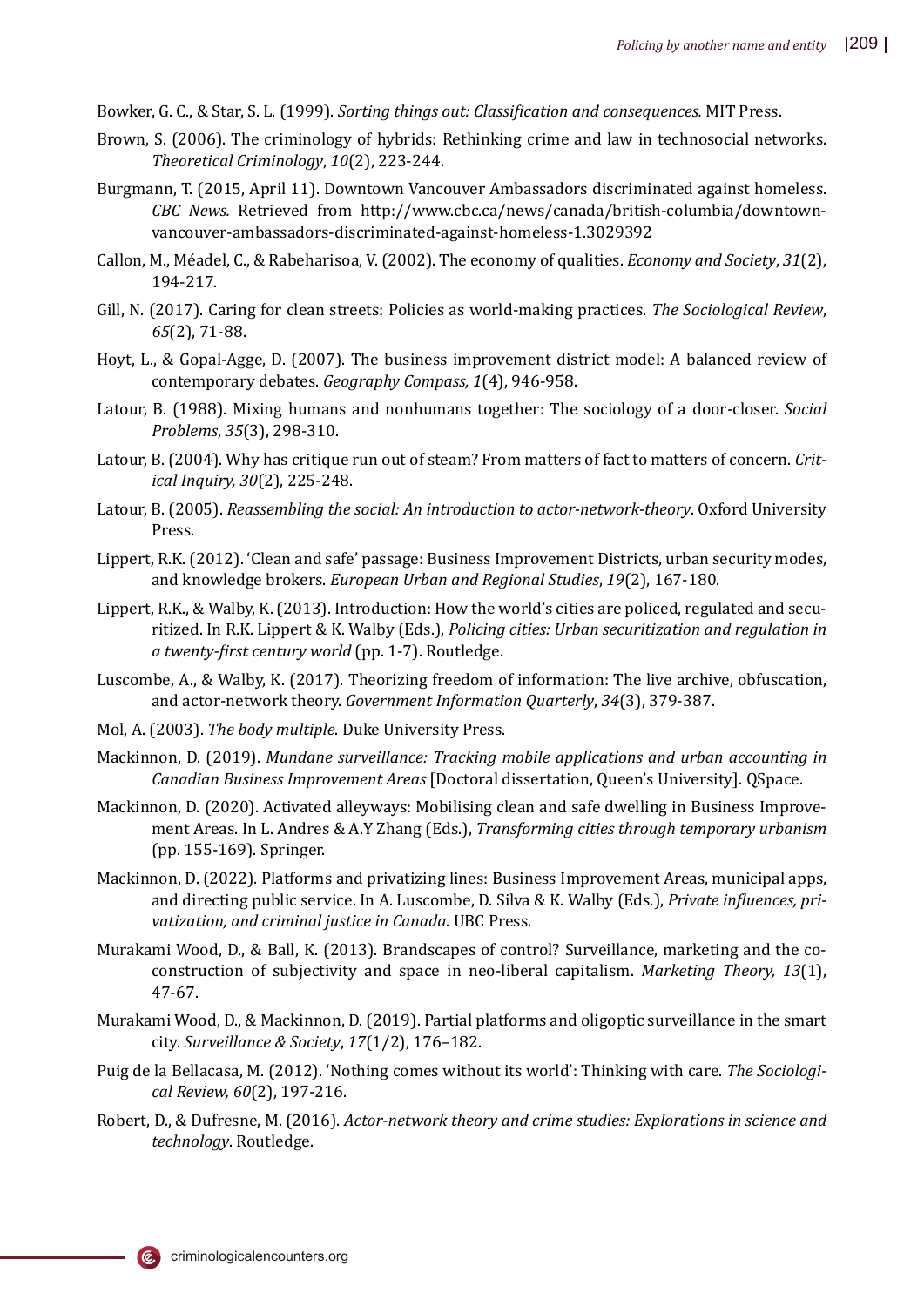Bowker, G. C., & Star, S. L. (1999). *Sorting things out: Classification and consequences.* MIT Press.

Brown, S. (2006). The criminology of hybrids: Rethinking crime and law in technosocial networks. *Theoretical Criminology*, *10*(2), 223-244.

Burgmann, T. (2015, April 11). Downtown Vancouver Ambassadors discriminated against homeless. *CBC News.* Retrieved from http://www.cbc.ca/news/canada/british-columbia/downtown-vancouver-ambassadors-discriminated-against-homeless-1.3029392

Callon, M., Méadel, C., & Rabeharisoa, V. (2002). The economy of qualities. *Economy and Society*, *31*(2), 194-217.

Gill, N. (2017). Caring for clean streets: Policies as world-making practices. *The Sociological Review*, *65*(2), 71-88.

Hoyt, L., & Gopal-Agge, D. (2007). The business improvement district model: A balanced review of contemporary debates. *Geography Compass, 1*(4), 946-958.

Latour, B. (1988). Mixing humans and nonhumans together: The sociology of a door-closer. *Social Problems*, *35*(3), 298-310.

Latour, B. (2004). Why has critique run out of steam? From matters of fact to matters of concern. *Critical Inquiry, 30*(2), 225-248.

Latour, B. (2005). *Reassembling the social: An introduction to actor-network-theory*. Oxford University Press.

Lippert, R.K. (2012). 'Clean and safe' passage: Business Improvement Districts, urban security modes, and knowledge brokers. *European Urban and Regional Studies*, *19*(2), 167-180.

Lippert, R.K., & Walby, K. (2013). Introduction: How the world's cities are policed, regulated and securitized. In R.K. Lippert & K. Walby (Eds.), *Policing cities: Urban securitization and regulation in a twenty-first century world* (pp. 1-7). Routledge.

Luscombe, A., & Walby, K. (2017). Theorizing freedom of information: The live archive, obfuscation, and actor-network theory. *Government Information Quarterly*, *34*(3), 379-387.

Mol, A. (2003). *The body multiple*. Duke University Press.

Mackinnon, D. (2019). *Mundane surveillance: Tracking mobile applications and urban accounting in Canadian Business Improvement Areas* [Doctoral dissertation, Queen's University]. QSpace.

Mackinnon, D. (2020). Activated alleyways: Mobilising clean and safe dwelling in Business Improvement Areas. In L. Andres & A.Y Zhang (Eds.), *Transforming cities through temporary urbanism* (pp. 155-169). Springer.

Mackinnon, D. (2022). Platforms and privatizing lines: Business Improvement Areas, municipal apps, and directing public service. In A. Luscombe, D. Silva & K. Walby (Eds.), *Private influences, privatization, and criminal justice in Canada*. UBC Press.

Murakami Wood, D., & Ball, K. (2013). Brandscapes of control? Surveillance, marketing and the co-construction of subjectivity and space in neo-liberal capitalism. *Marketing Theory, 13*(1), 47-67.

Murakami Wood, D., & Mackinnon, D. (2019). Partial platforms and oligoptic surveillance in the smart city. *Surveillance & Society*, *17*(1/2), 176–182.

Puig de la Bellacasa, M. (2012). 'Nothing comes without its world': Thinking with care. *The Sociological Review, 60*(2), 197-216.

Robert, D., & Dufresne, M. (2016). *Actor-network theory and crime studies: Explorations in science and technology*. Routledge.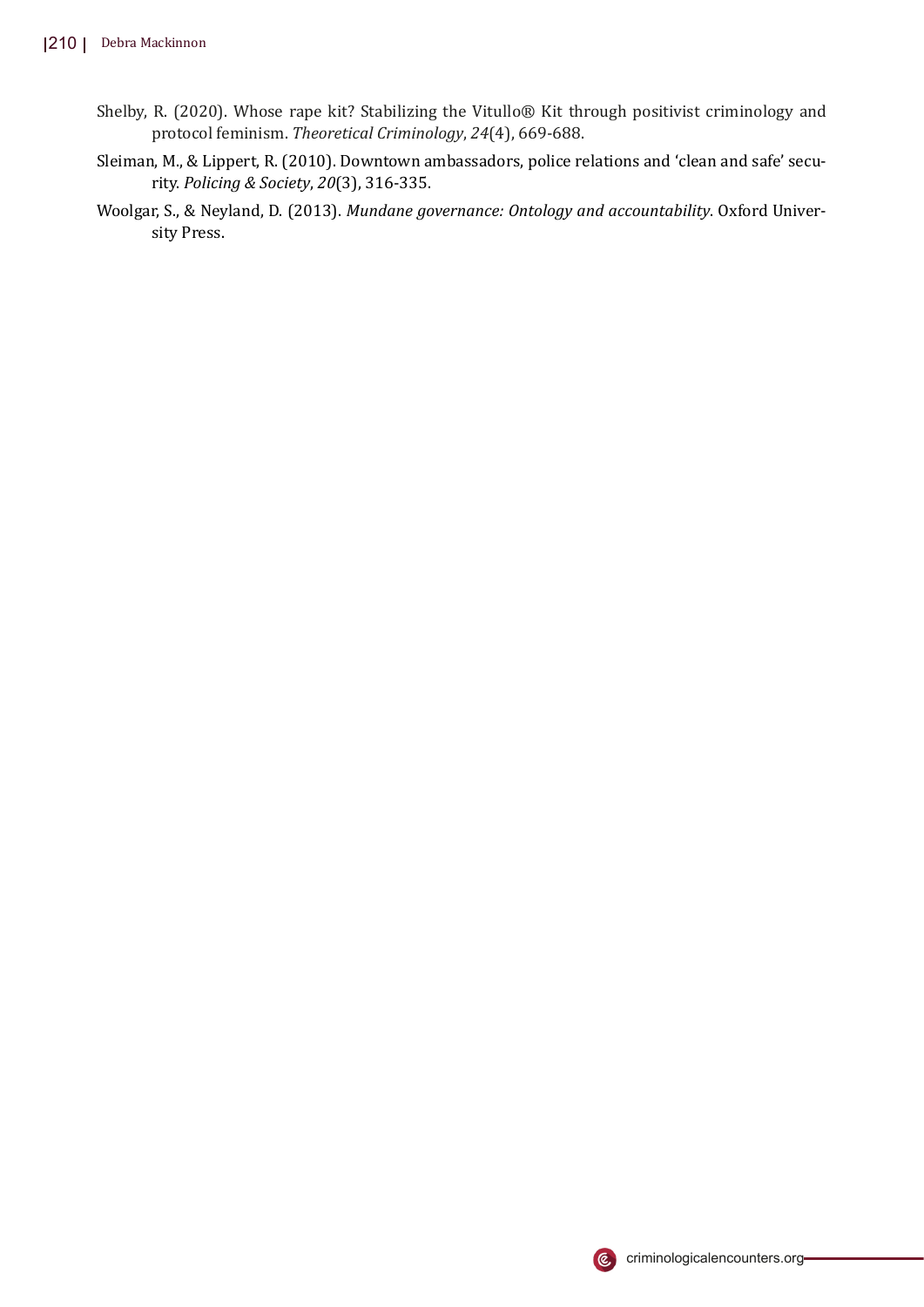Shelby, R. (2020). Whose rape kit? Stabilizing the Vitullo® Kit through positivist criminology and protocol feminism. *Theoretical Criminology*, *24*(4), 669-688.

Sleiman, M., & Lippert, R. (2010). Downtown ambassadors, police relations and 'clean and safe' security. *Policing & Society*, *20*(3), 316-335.

Woolgar, S., & Neyland, D. (2013). *Mundane governance: Ontology and accountability*. Oxford University Press.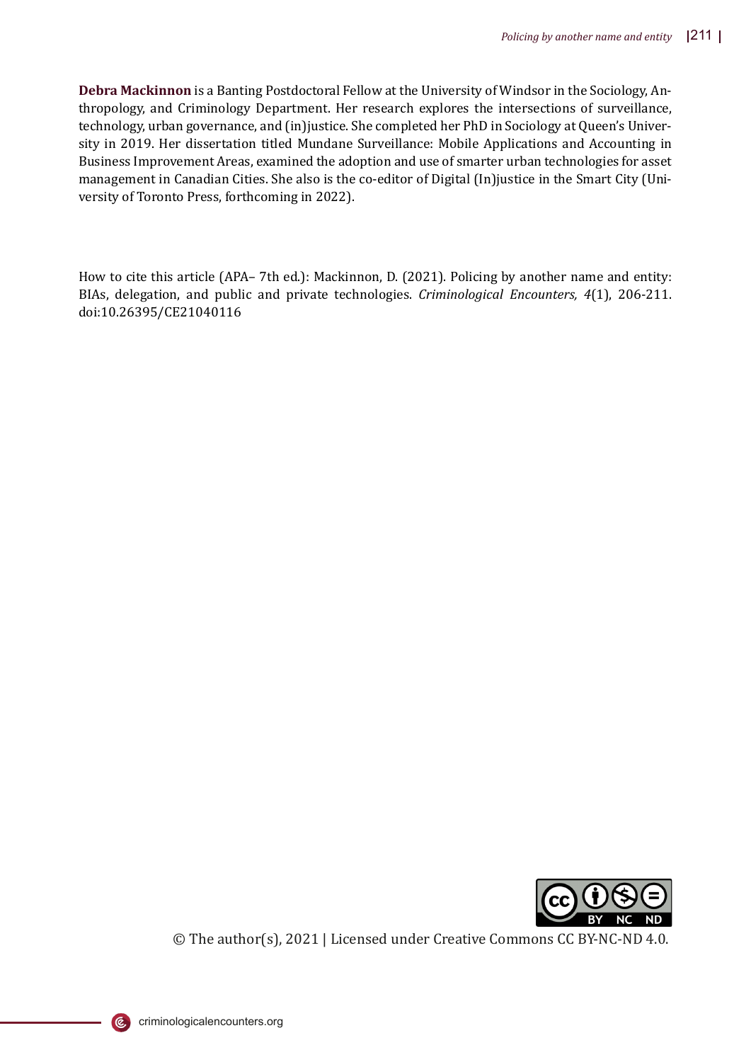**Debra Mackinnon** is a Banting Postdoctoral Fellow at the University of Windsor in the Sociology, Anthropology, and Criminology Department. Her research explores the intersections of surveillance, technology, urban governance, and (in)justice. She completed her PhD in Sociology at Queen's University in 2019. Her dissertation titled Mundane Surveillance: Mobile Applications and Accounting in Business Improvement Areas, examined the adoption and use of smarter urban technologies for asset management in Canadian Cities. She also is the co-editor of Digital (In)justice in the Smart City (University of Toronto Press, forthcoming in 2022).

How to cite this article (APA– 7th ed.): Mackinnon, D. (2021). Policing by another name and entity: BIAs, delegation, and public and private technologies. *Criminological Encounters, 4*(1), 206-211. doi:10.26395/CE21040116

© The author(s), 2021 | Licensed under Creative Commons CC BY-NC-ND 4.0.